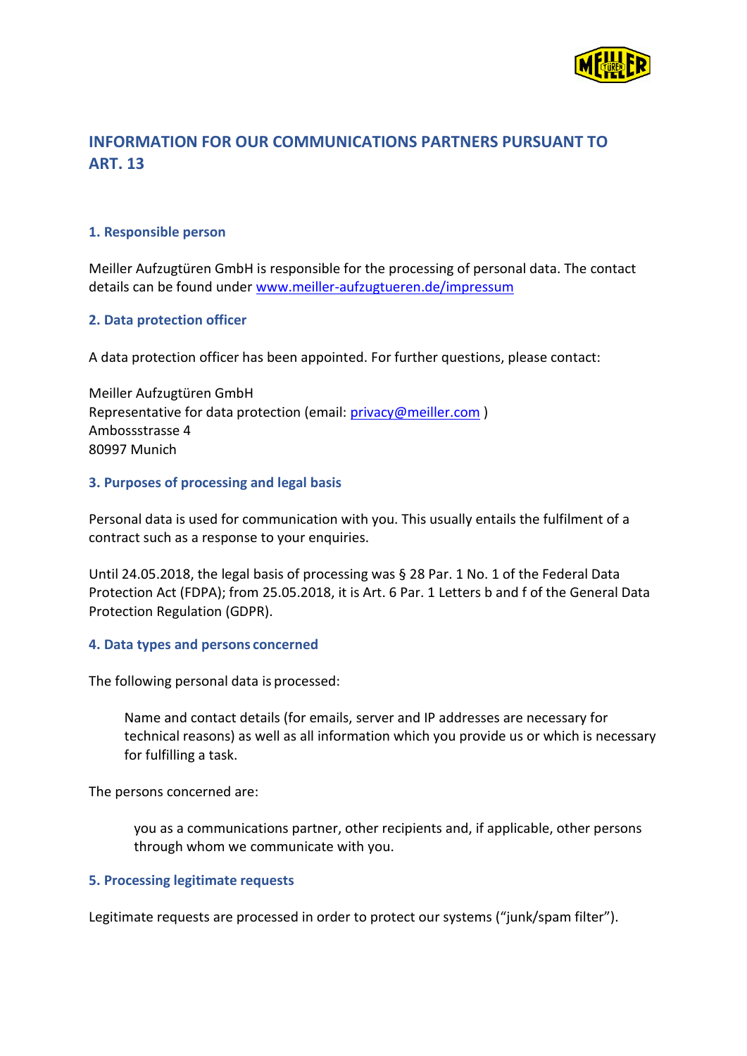# INFORMATION FOR OUR COMMUNICATIONS PARTNERS PURSUANT TO ART. 13

## 1. Responsible person

Meiller Aufzugtüren GmbH is responsible for the processing of personal data. The contact details can be found under www.meiller-aufzugtueren.de/impressum

## 2. Data protection officer

A data protection officer has been appointed. For further questions, please contact:

Meiller Aufzugtüren GmbH
Representative for data protection (email: privacy@meiller.com )
Ambossstrasse 4
80997 Munich

## 3. Purposes of processing and legal basis

Personal data is used for communication with you. This usually entails the fulfilment of a contract such as a response to your enquiries.

Until 24.05.2018, the legal basis of processing was § 28 Par. 1 No. 1 of the Federal Data Protection Act (FDPA); from 25.05.2018, it is Art. 6 Par. 1 Letters b and f of the General Data Protection Regulation (GDPR).

## 4. Data types and persons concerned

The following personal data is processed:

> Name and contact details (for emails, server and IP addresses are necessary for technical reasons) as well as all information which you provide us or which is necessary for fulfilling a task.

The persons concerned are:

> you as a communications partner, other recipients and, if applicable, other persons through whom we communicate with you.

## 5. Processing legitimate requests

Legitimate requests are processed in order to protect our systems ("junk/spam filter").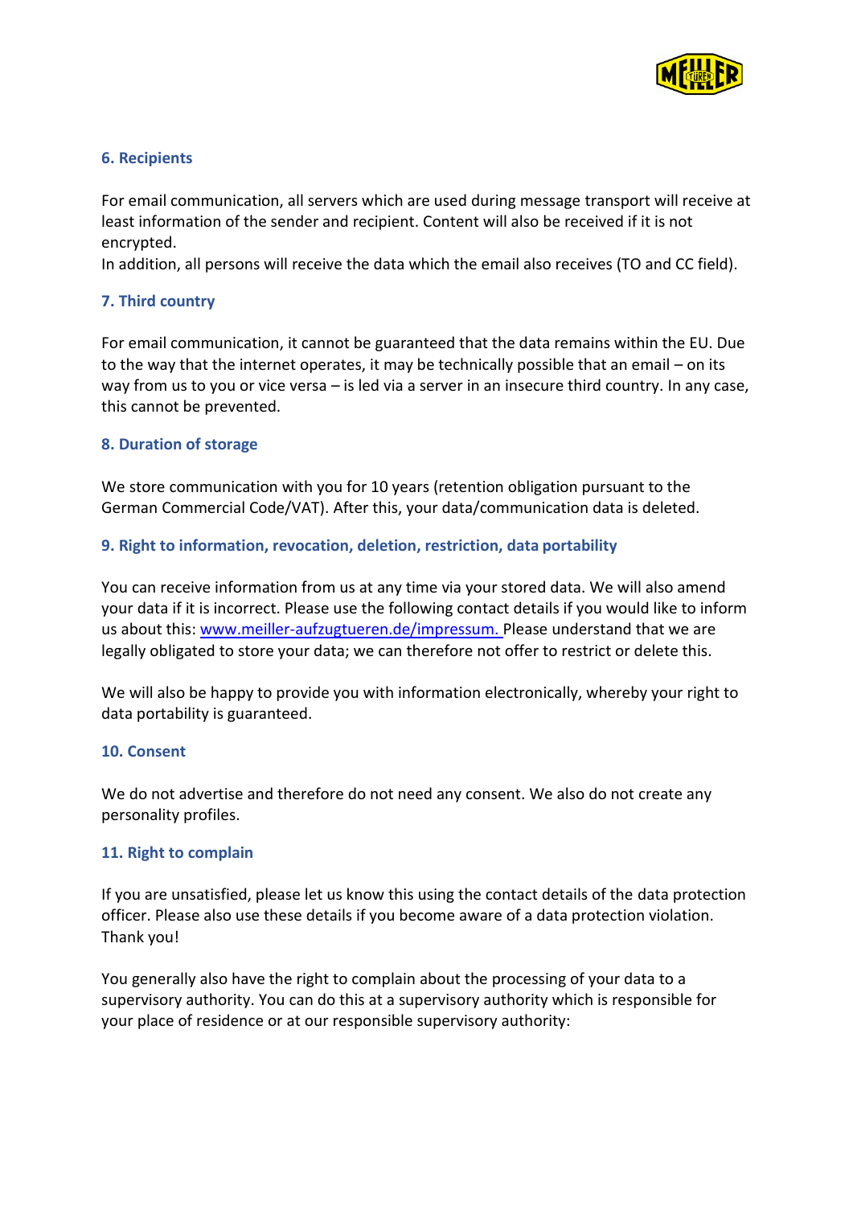## 6. Recipients

For email communication, all servers which are used during message transport will receive at least information of the sender and recipient. Content will also be received if it is not encrypted.
In addition, all persons will receive the data which the email also receives (TO and CC field).

## 7. Third country

For email communication, it cannot be guaranteed that the data remains within the EU. Due to the way that the internet operates, it may be technically possible that an email – on its way from us to you or vice versa – is led via a server in an insecure third country. In any case, this cannot be prevented.

## 8. Duration of storage

We store communication with you for 10 years (retention obligation pursuant to the German Commercial Code/VAT). After this, your data/communication data is deleted.

## 9. Right to information, revocation, deletion, restriction, data portability

You can receive information from us at any time via your stored data. We will also amend your data if it is incorrect. Please use the following contact details if you would like to inform us about this: [www.meiller-aufzugtueren.de/impressum.](http://www.meiller-aufzugtueren.de/impressum) Please understand that we are legally obligated to store your data; we can therefore not offer to restrict or delete this.

We will also be happy to provide you with information electronically, whereby your right to data portability is guaranteed.

## 10. Consent

We do not advertise and therefore do not need any consent. We also do not create any personality profiles.

## 11. Right to complain

If you are unsatisfied, please let us know this using the contact details of the data protection officer. Please also use these details if you become aware of a data protection violation. Thank you!

You generally also have the right to complain about the processing of your data to a supervisory authority. You can do this at a supervisory authority which is responsible for your place of residence or at our responsible supervisory authority: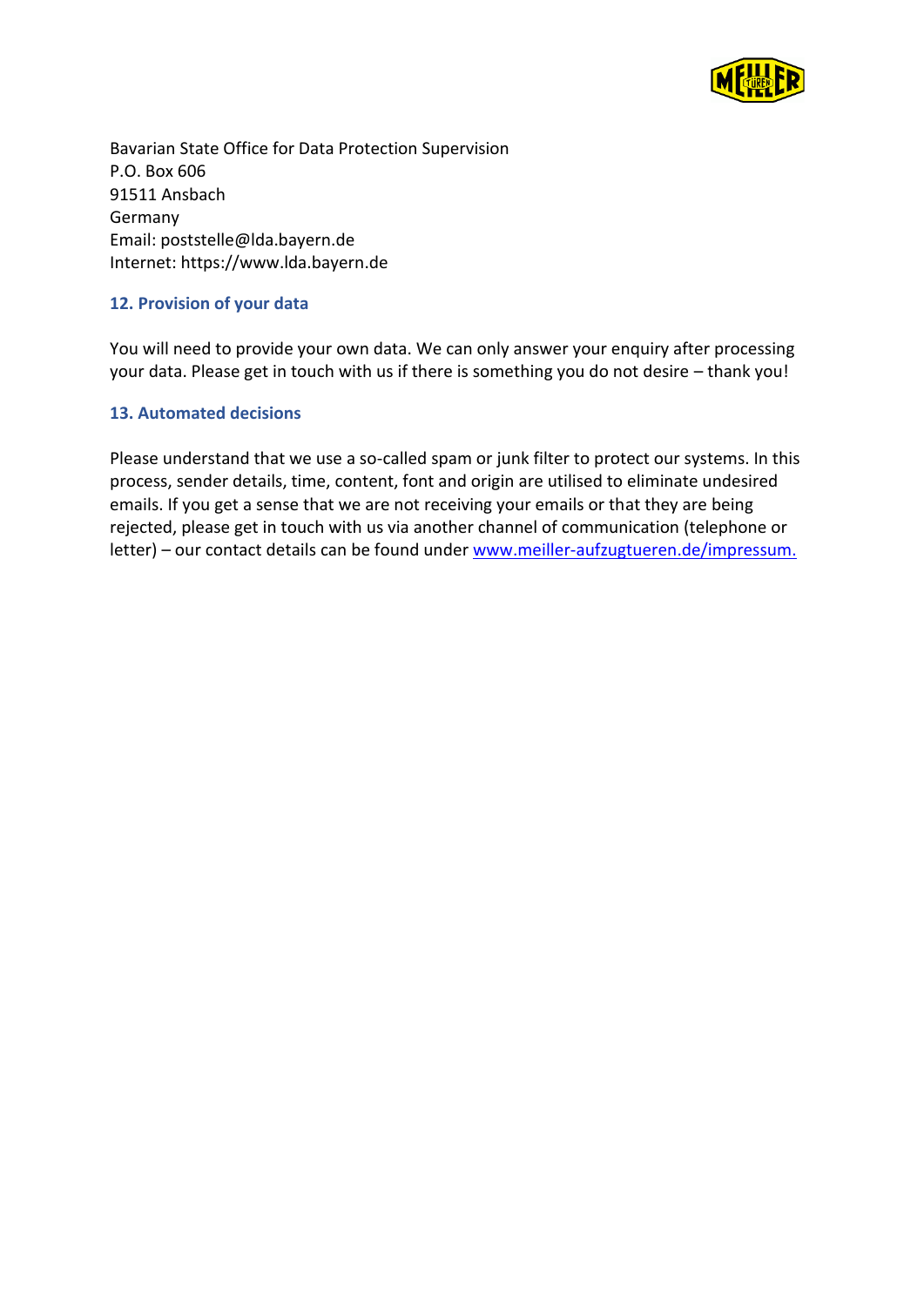Bavarian State Office for Data Protection Supervision
P.O. Box 606
91511 Ansbach
Germany
Email: poststelle@lda.bayern.de
Internet: https://www.lda.bayern.de

### 12. Provision of your data

You will need to provide your own data. We can only answer your enquiry after processing your data. Please get in touch with us if there is something you do not desire – thank you!

### 13. Automated decisions

Please understand that we use a so-called spam or junk filter to protect our systems. In this process, sender details, time, content, font and origin are utilised to eliminate undesired emails. If you get a sense that we are not receiving your emails or that they are being rejected, please get in touch with us via another channel of communication (telephone or letter) – our contact details can be found under [www.meiller-aufzugtueren.de/impressum.](http://www.meiller-aufzugtueren.de/impressum)